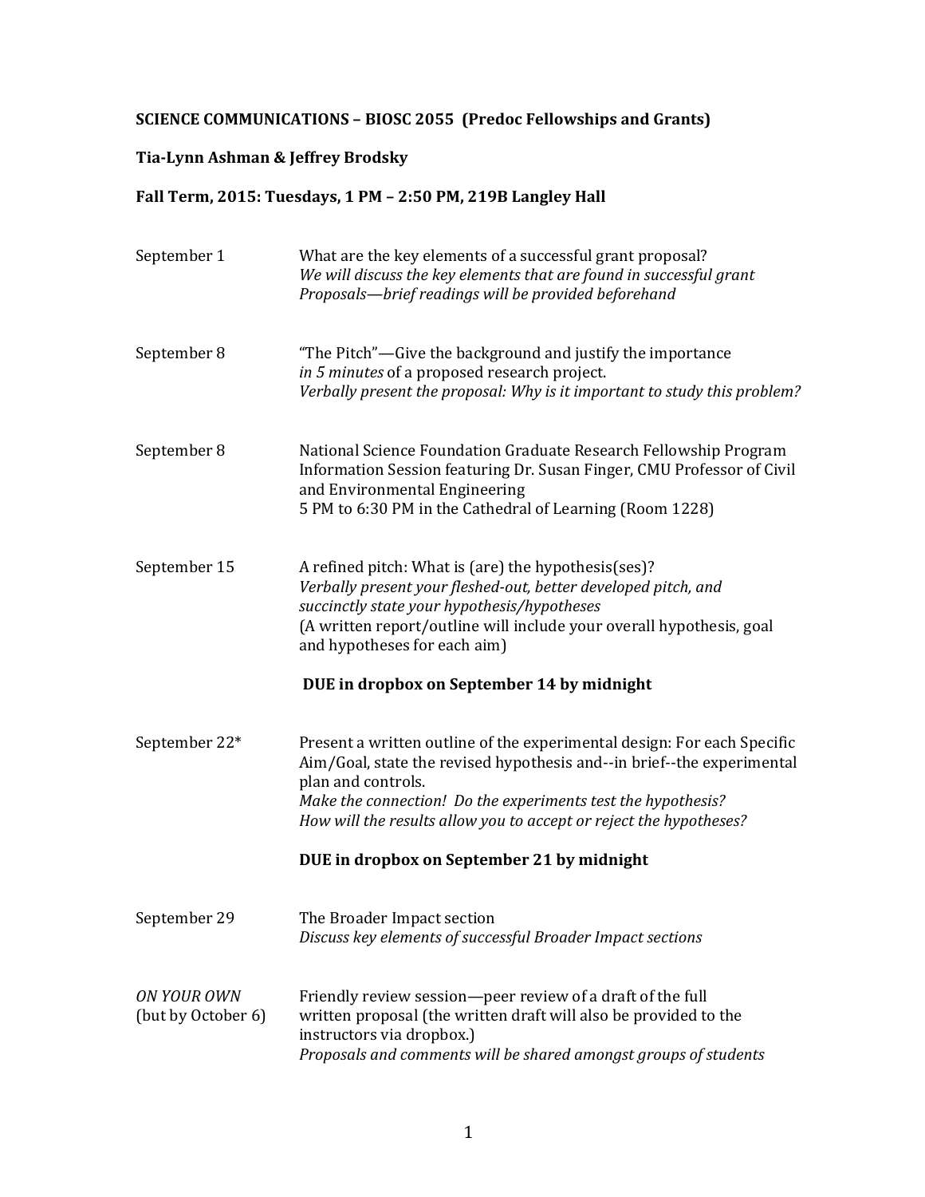**SCIENCE COMMUNICATIONS – BIOSC 2055 (Predoc Fellowships and Grants)**

**Tia-Lynn Ashman & Jeffrey Brodsky**

**Fall Term, 2015: Tuesdays, 1 PM – 2:50 PM, 219B Langley Hall**

| | |
|---|---|
| September 1 | What are the key elements of a successful grant proposal? *We will discuss the key elements that are found in successful grant Proposals—brief readings will be provided beforehand* |
| September 8 | "The Pitch"—Give the background and justify the importance *in 5 minutes* of a proposed research project. *Verbally present the proposal: Why is it important to study this problem?* |
| September 8 | National Science Foundation Graduate Research Fellowship Program Information Session featuring Dr. Susan Finger, CMU Professor of Civil and Environmental Engineering<br>5 PM to 6:30 PM in the Cathedral of Learning (Room 1228) |
| September 15 | A refined pitch: What is (are) the hypothesis(ses)? *Verbally present your fleshed-out, better developed pitch, and succinctly state your hypothesis/hypotheses*<br>(A written report/outline will include your overall hypothesis, goal and hypotheses for each aim)<br><br>**DUE in dropbox on September 14 by midnight** |
| September 22* | Present a written outline of the experimental design: For each Specific Aim/Goal, state the revised hypothesis and--in brief--the experimental plan and controls.<br>*Make the connection! Do the experiments test the hypothesis? How will the results allow you to accept or reject the hypotheses?*<br><br>**DUE in dropbox on September 21 by midnight** |
| September 29 | The Broader Impact section<br>*Discuss key elements of successful Broader Impact sections* |
| *ON YOUR OWN* (but by October 6) | Friendly review session—peer review of a draft of the full written proposal (the written draft will also be provided to the instructors via dropbox.)<br>*Proposals and comments will be shared amongst groups of students* |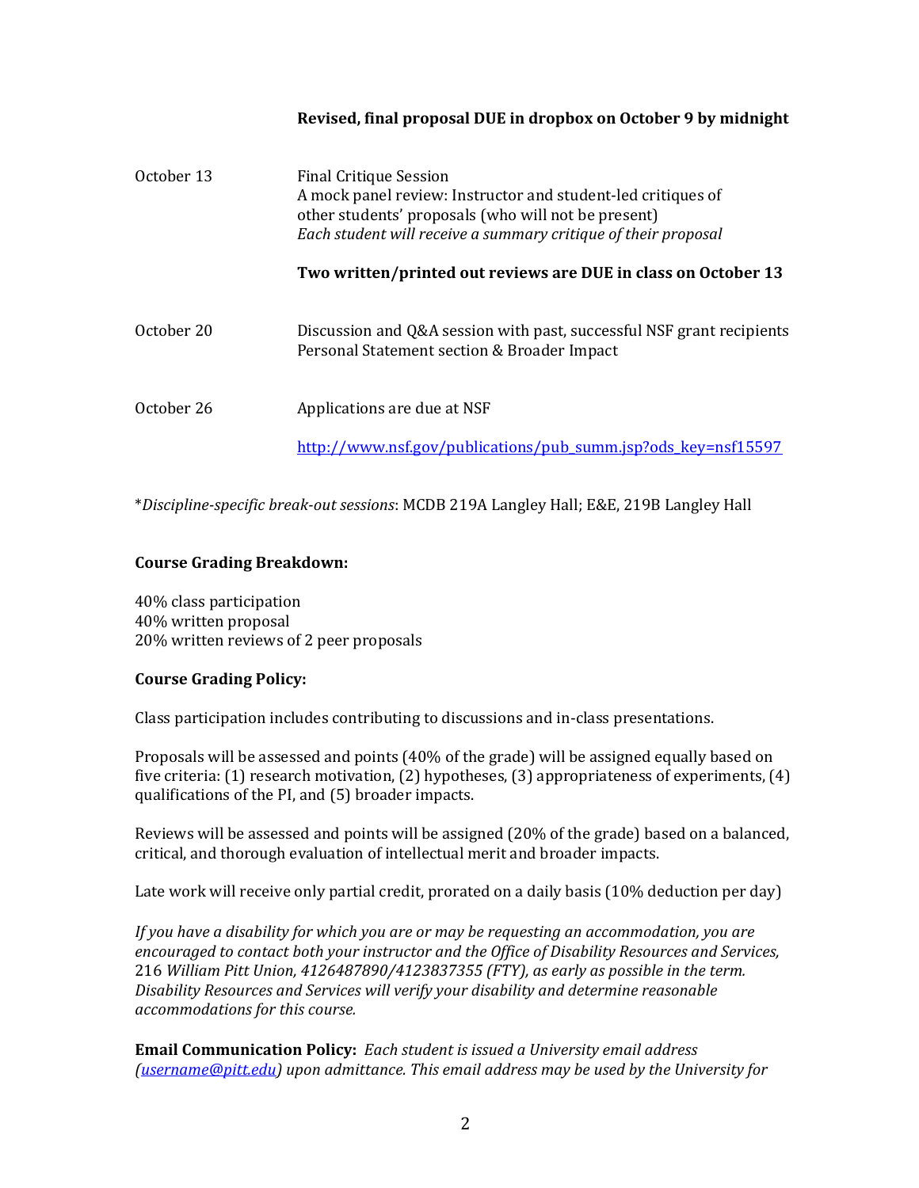| | |
|---|---|
| | **Revised, final proposal DUE in dropbox on October 9 by midnight** |
| October 13 | Final Critique Session<br>A mock panel review: Instructor and student-led critiques of other students' proposals (who will not be present)<br>*Each student will receive a summary critique of their proposal*<br><br>**Two written/printed out reviews are DUE in class on October 13** |
| October 20 | Discussion and Q&A session with past, successful NSF grant recipients<br>Personal Statement section & Broader Impact |
| October 26 | Applications are due at NSF<br><br>http://www.nsf.gov/publications/pub_summ.jsp?ods_key=nsf15597 |

**Discipline-specific break-out sessions*: MCDB 219A Langley Hall; E&E, 219B Langley Hall

**Course Grading Breakdown:**

40% class participation
40% written proposal
20% written reviews of 2 peer proposals

**Course Grading Policy:**

Class participation includes contributing to discussions and in-class presentations.

Proposals will be assessed and points (40% of the grade) will be assigned equally based on five criteria: (1) research motivation, (2) hypotheses, (3) appropriateness of experiments, (4) qualifications of the PI, and (5) broader impacts.

Reviews will be assessed and points will be assigned (20% of the grade) based on a balanced, critical, and thorough evaluation of intellectual merit and broader impacts.

Late work will receive only partial credit, prorated on a daily basis (10% deduction per day)

*If you have a disability for which you are or may be requesting an accommodation, you are encouraged to contact both your instructor and the Office of Disability Resources and Services,* 216 *William Pitt Union, 4126487890/4123837355 (FTY), as early as possible in the term. Disability Resources and Services will verify your disability and determine reasonable accommodations for this course.*

**Email Communication Policy:** *Each student is issued a University email address (username@pitt.edu) upon admittance. This email address may be used by the University for*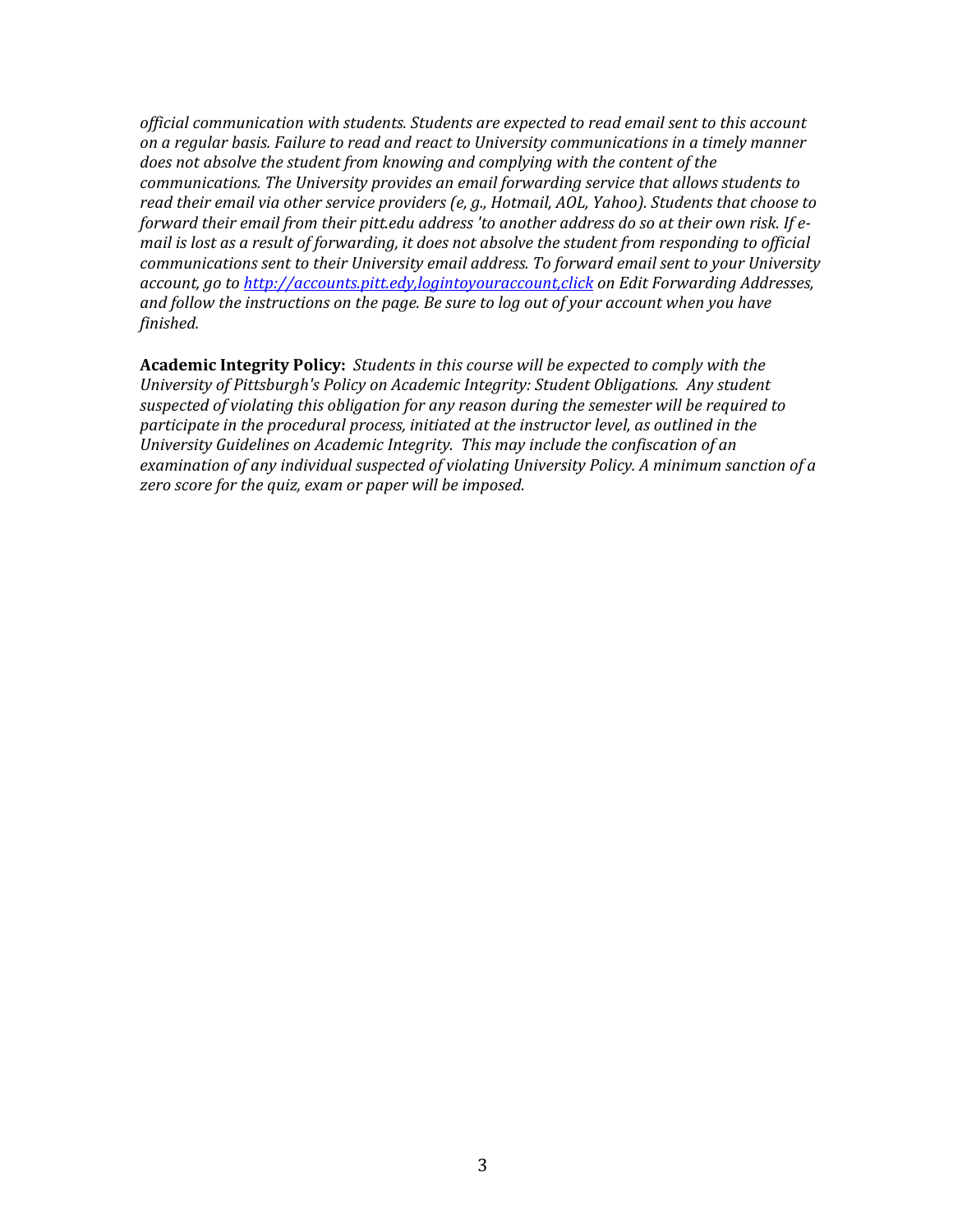*official communication with students. Students are expected to read email sent to this account on a regular basis. Failure to read and react to University communications in a timely manner does not absolve the student from knowing and complying with the content of the communications. The University provides an email forwarding service that allows students to read their email via other service providers (e, g., Hotmail, AOL, Yahoo). Students that choose to forward their email from their pitt.edu address 'to another address do so at their own risk. If e-mail is lost as a result of forwarding, it does not absolve the student from responding to official communications sent to their University email address. To forward email sent to your University account, go to [http://accounts.pitt.edy,logintoyouraccount,click](http://accounts.pitt.edy,logintoyouraccount,click) on Edit Forwarding Addresses, and follow the instructions on the page. Be sure to log out of your account when you have finished.*

**Academic Integrity Policy:** *Students in this course will be expected to comply with the University of Pittsburgh's Policy on Academic Integrity: Student Obligations. Any student suspected of violating this obligation for any reason during the semester will be required to participate in the procedural process, initiated at the instructor level, as outlined in the University Guidelines on Academic Integrity. This may include the confiscation of an examination of any individual suspected of violating University Policy. A minimum sanction of a zero score for the quiz, exam or paper will be imposed.*